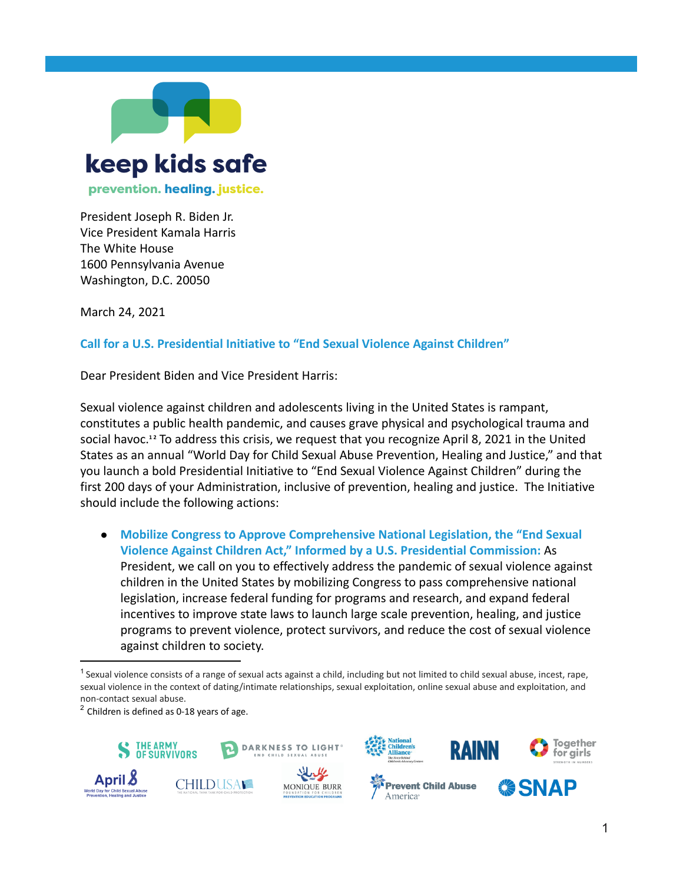**keep kids safe**

prevention. healing. justice.

President Joseph R. Biden Jr.
Vice President Kamala Harris
The White House
1600 Pennsylvania Avenue
Washington, D.C. 20050

March 24, 2021

## Call for a U.S. Presidential Initiative to "End Sexual Violence Against Children"

Dear President Biden and Vice President Harris:

Sexual violence against children and adolescents living in the United States is rampant, constitutes a public health pandemic, and causes grave physical and psychological trauma and social havoc.[1,2] To address this crisis, we request that you recognize April 8, 2021 in the United States as an annual "World Day for Child Sexual Abuse Prevention, Healing and Justice," and that you launch a bold Presidential Initiative to "End Sexual Violence Against Children" during the first 200 days of your Administration, inclusive of prevention, healing and justice. The Initiative should include the following actions:

- **Mobilize Congress to Approve Comprehensive National Legislation, the "End Sexual Violence Against Children Act," Informed by a U.S. Presidential Commission:** As President, we call on you to effectively address the pandemic of sexual violence against children in the United States by mobilizing Congress to pass comprehensive national legislation, increase federal funding for programs and research, and expand federal incentives to improve state laws to launch large scale prevention, healing, and justice programs to prevent violence, protect survivors, and reduce the cost of sexual violence against children to society.

[1] Sexual violence consists of a range of sexual acts against a child, including but not limited to child sexual abuse, incest, rape, sexual violence in the context of dating/intimate relationships, sexual exploitation, online sexual abuse and exploitation, and non-contact sexual abuse.

[2] Children is defined as 0-18 years of age.

The Army of Survivors · Darkness to Light · National Children's Alliance · RAINN · Together for Girls · April 8 World Day for Child Sexual Abuse Prevention, Healing and Justice · CHILDUSA · Monique Burr Foundation for Children · Prevent Child Abuse America · SNAP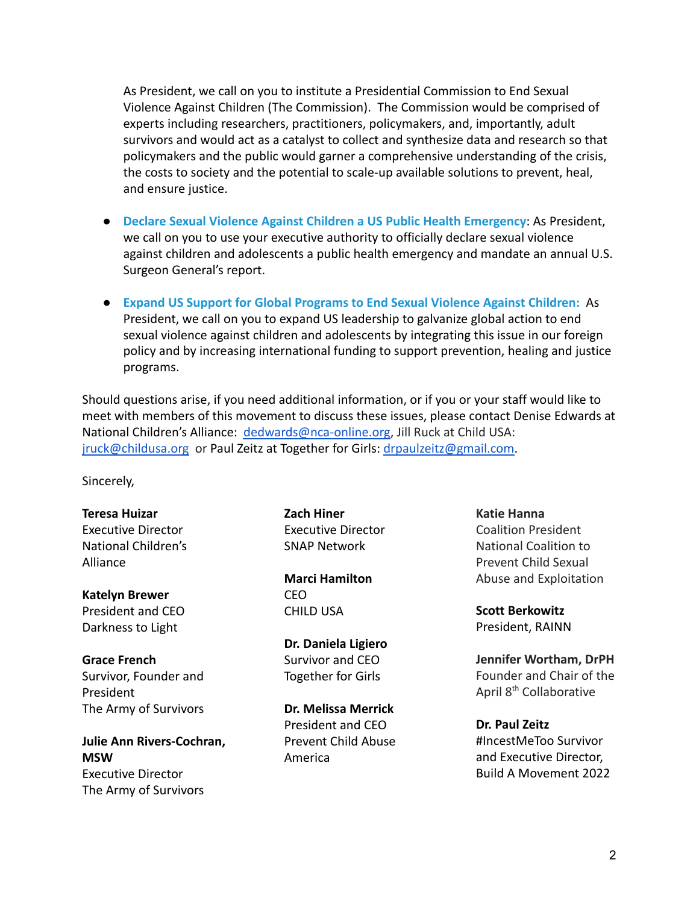As President, we call on you to institute a Presidential Commission to End Sexual Violence Against Children (The Commission). The Commission would be comprised of experts including researchers, practitioners, policymakers, and, importantly, adult survivors and would act as a catalyst to collect and synthesize data and research so that policymakers and the public would garner a comprehensive understanding of the crisis, the costs to society and the potential to scale-up available solutions to prevent, heal, and ensure justice.

- **Declare Sexual Violence Against Children a US Public Health Emergency**: As President, we call on you to use your executive authority to officially declare sexual violence against children and adolescents a public health emergency and mandate an annual U.S. Surgeon General's report.
- **Expand US Support for Global Programs to End Sexual Violence Against Children:** As President, we call on you to expand US leadership to galvanize global action to end sexual violence against children and adolescents by integrating this issue in our foreign policy and by increasing international funding to support prevention, healing and justice programs.

Should questions arise, if you need additional information, or if you or your staff would like to meet with members of this movement to discuss these issues, please contact Denise Edwards at National Children's Alliance: dedwards@nca-online.org, Jill Ruck at Child USA: jruck@childusa.org or Paul Zeitz at Together for Girls: drpaulzeitz@gmail.com.

Sincerely,

**Teresa Huizar**
Executive Director
National Children's Alliance

**Katelyn Brewer**
President and CEO
Darkness to Light

**Grace French**
Survivor, Founder and President
The Army of Survivors

**Julie Ann Rivers-Cochran, MSW**
Executive Director
The Army of Survivors

**Zach Hiner**
Executive Director
SNAP Network

**Marci Hamilton**
CEO
CHILD USA

**Dr. Daniela Ligiero**
Survivor and CEO
Together for Girls

**Dr. Melissa Merrick**
President and CEO
Prevent Child Abuse America

**Katie Hanna**
Coalition President
National Coalition to Prevent Child Sexual Abuse and Exploitation

**Scott Berkowitz**
President, RAINN

**Jennifer Wortham, DrPH**
Founder and Chair of the April 8th Collaborative

**Dr. Paul Zeitz**
#IncestMeToo Survivor and Executive Director, Build A Movement 2022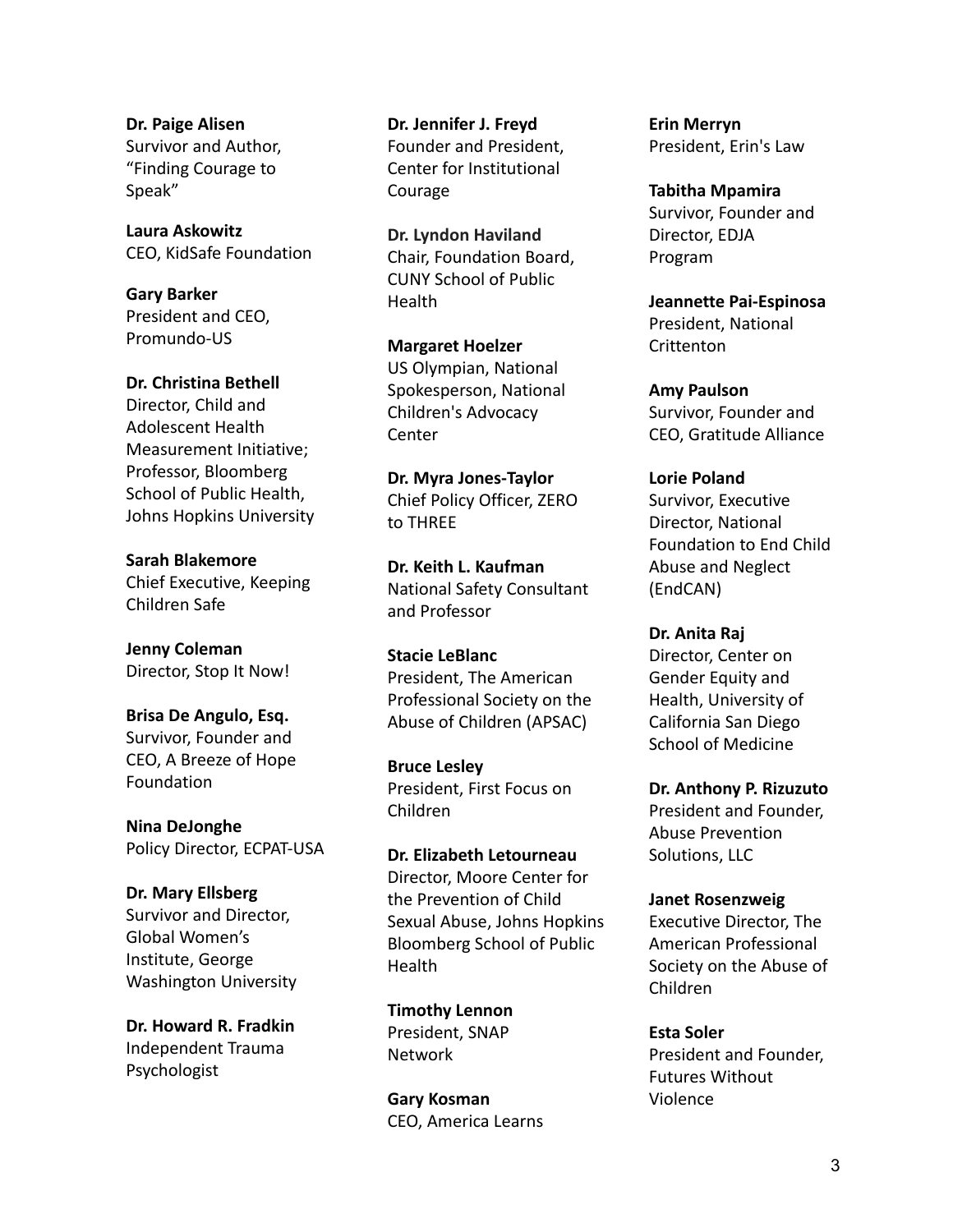**Dr. Paige Alisen**
Survivor and Author, "Finding Courage to Speak"

**Laura Askowitz**
CEO, KidSafe Foundation

**Gary Barker**
President and CEO, Promundo-US

**Dr. Christina Bethell**
Director, Child and Adolescent Health Measurement Initiative; Professor, Bloomberg School of Public Health, Johns Hopkins University

**Sarah Blakemore**
Chief Executive, Keeping Children Safe

**Jenny Coleman**
Director, Stop It Now!

**Brisa De Angulo, Esq.**
Survivor, Founder and CEO, A Breeze of Hope Foundation

**Nina DeJonghe**
Policy Director, ECPAT-USA

**Dr. Mary Ellsberg**
Survivor and Director, Global Women's Institute, George Washington University

**Dr. Howard R. Fradkin**
Independent Trauma Psychologist

**Dr. Jennifer J. Freyd**
Founder and President, Center for Institutional Courage

**Dr. Lyndon Haviland**
Chair, Foundation Board, CUNY School of Public Health

**Margaret Hoelzer**
US Olympian, National Spokesperson, National Children's Advocacy Center

**Dr. Myra Jones-Taylor**
Chief Policy Officer, ZERO to THREE

**Dr. Keith L. Kaufman**
National Safety Consultant and Professor

**Stacie LeBlanc**
President, The American Professional Society on the Abuse of Children (APSAC)

**Bruce Lesley**
President, First Focus on Children

**Dr. Elizabeth Letourneau**
Director, Moore Center for the Prevention of Child Sexual Abuse, Johns Hopkins Bloomberg School of Public Health

**Timothy Lennon**
President, SNAP Network

**Gary Kosman**
CEO, America Learns

**Erin Merryn**
President, Erin's Law

**Tabitha Mpamira**
Survivor, Founder and Director, EDJA Program

**Jeannette Pai-Espinosa**
President, National Crittenton

**Amy Paulson**
Survivor, Founder and CEO, Gratitude Alliance

**Lorie Poland**
Survivor, Executive Director, National Foundation to End Child Abuse and Neglect (EndCAN)

**Dr. Anita Raj**
Director, Center on Gender Equity and Health, University of California San Diego School of Medicine

**Dr. Anthony P. Rizuzuto**
President and Founder, Abuse Prevention Solutions, LLC

**Janet Rosenzweig**
Executive Director, The American Professional Society on the Abuse of Children

**Esta Soler**
President and Founder, Futures Without Violence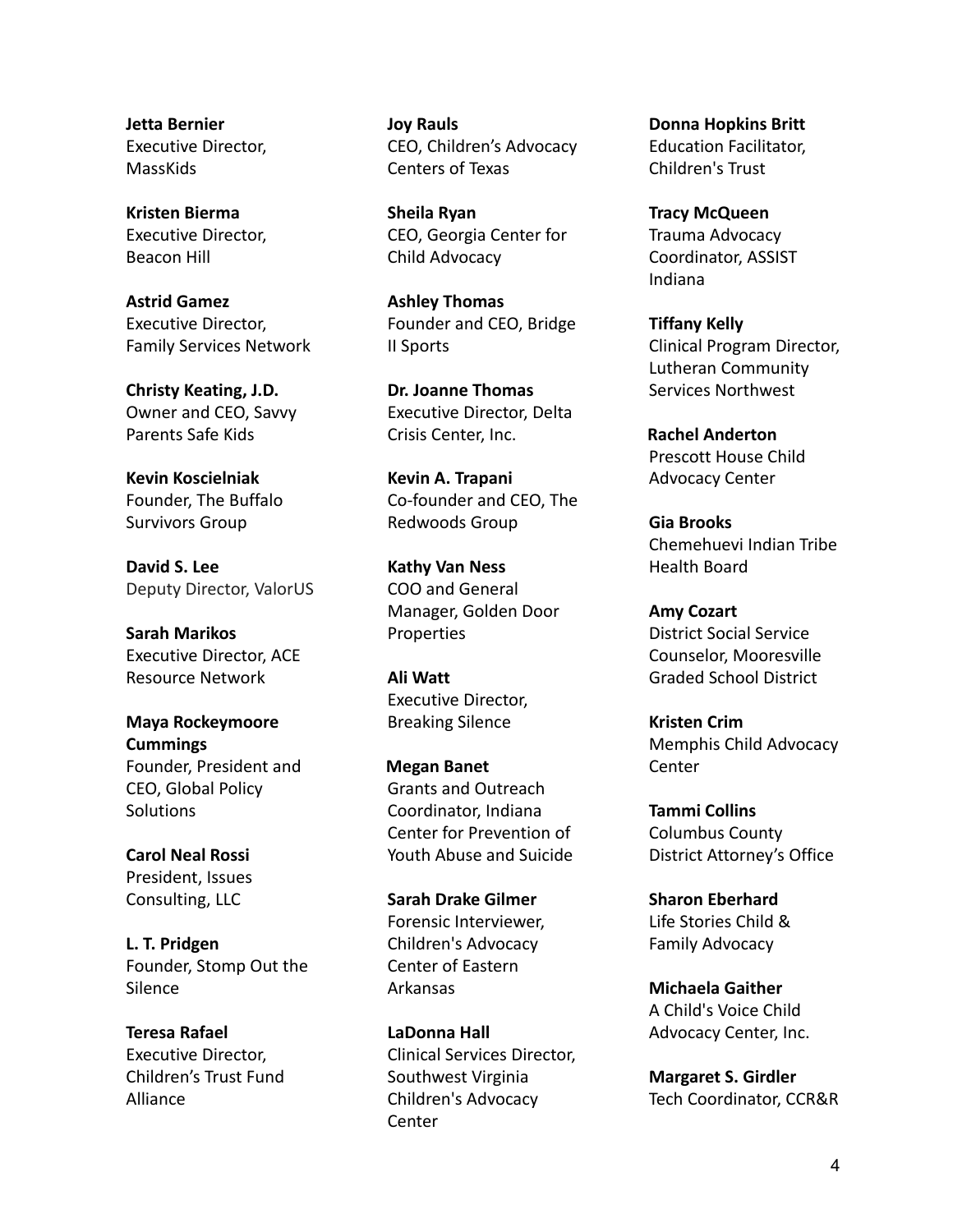**Jetta Bernier**
Executive Director, MassKids

**Kristen Bierma**
Executive Director, Beacon Hill

**Astrid Gamez**
Executive Director, Family Services Network

**Christy Keating, J.D.**
Owner and CEO, Savvy Parents Safe Kids

**Kevin Koscielniak**
Founder, The Buffalo Survivors Group

**David S. Lee**
Deputy Director, ValorUS

**Sarah Marikos**
Executive Director, ACE Resource Network

**Maya Rockeymoore Cummings**
Founder, President and CEO, Global Policy Solutions

**Carol Neal Rossi**
President, Issues Consulting, LLC

**L. T. Pridgen**
Founder, Stomp Out the Silence

**Teresa Rafael**
Executive Director, Children's Trust Fund Alliance

**Joy Rauls**
CEO, Children's Advocacy Centers of Texas

**Sheila Ryan**
CEO, Georgia Center for Child Advocacy

**Ashley Thomas**
Founder and CEO, Bridge II Sports

**Dr. Joanne Thomas**
Executive Director, Delta Crisis Center, Inc.

**Kevin A. Trapani**
Co-founder and CEO, The Redwoods Group

**Kathy Van Ness**
COO and General Manager, Golden Door Properties

**Ali Watt**
Executive Director, Breaking Silence

**Megan Banet**
Grants and Outreach Coordinator, Indiana Center for Prevention of Youth Abuse and Suicide

**Sarah Drake Gilmer**
Forensic Interviewer, Children's Advocacy Center of Eastern Arkansas

**LaDonna Hall**
Clinical Services Director, Southwest Virginia Children's Advocacy Center

**Donna Hopkins Britt**
Education Facilitator, Children's Trust

**Tracy McQueen**
Trauma Advocacy Coordinator, ASSIST Indiana

**Tiffany Kelly**
Clinical Program Director, Lutheran Community Services Northwest

**Rachel Anderton**
Prescott House Child Advocacy Center

**Gia Brooks**
Chemehuevi Indian Tribe Health Board

**Amy Cozart**
District Social Service Counselor, Mooresville Graded School District

**Kristen Crim**
Memphis Child Advocacy Center

**Tammi Collins**
Columbus County District Attorney's Office

**Sharon Eberhard**
Life Stories Child & Family Advocacy

**Michaela Gaither**
A Child's Voice Child Advocacy Center, Inc.

**Margaret S. Girdler**
Tech Coordinator, CCR&R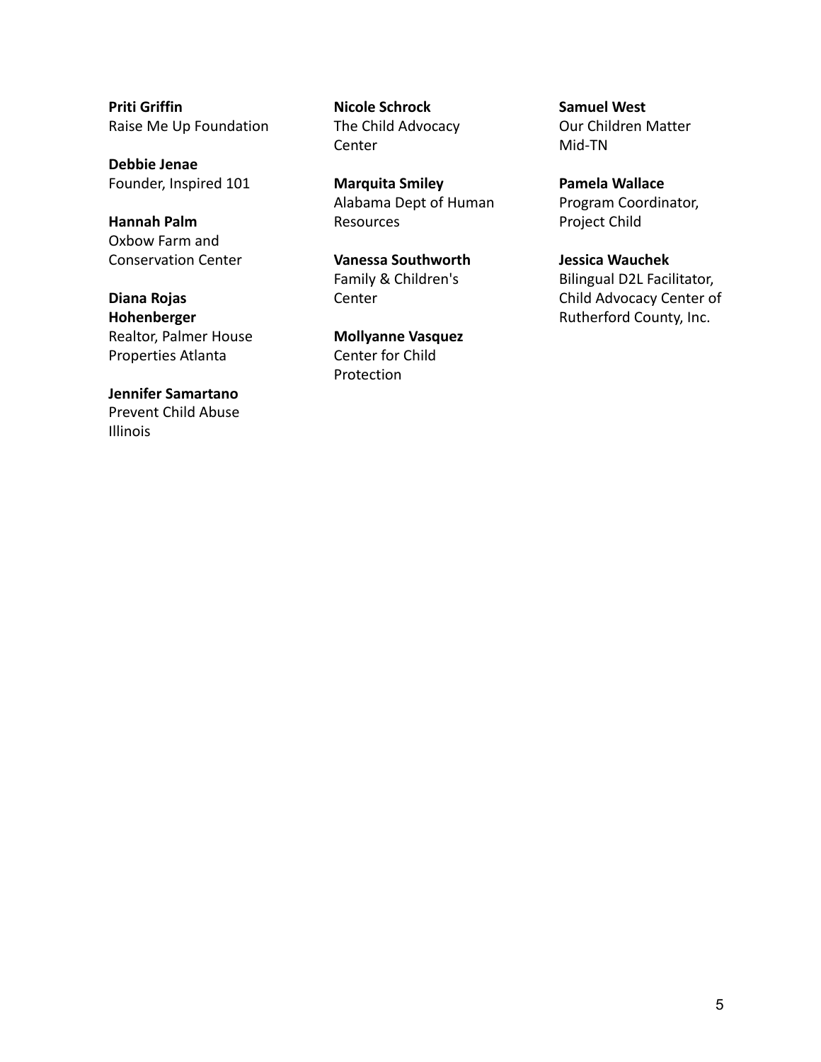**Priti Griffin**
Raise Me Up Foundation

**Debbie Jenae**
Founder, Inspired 101

**Hannah Palm**
Oxbow Farm and Conservation Center

**Diana Rojas Hohenberger**
Realtor, Palmer House Properties Atlanta

**Jennifer Samartano**
Prevent Child Abuse Illinois

**Nicole Schrock**
The Child Advocacy Center

**Marquita Smiley**
Alabama Dept of Human Resources

**Vanessa Southworth**
Family & Children's Center

**Mollyanne Vasquez**
Center for Child Protection

**Samuel West**
Our Children Matter Mid-TN

**Pamela Wallace**
Program Coordinator, Project Child

**Jessica Wauchek**
Bilingual D2L Facilitator, Child Advocacy Center of Rutherford County, Inc.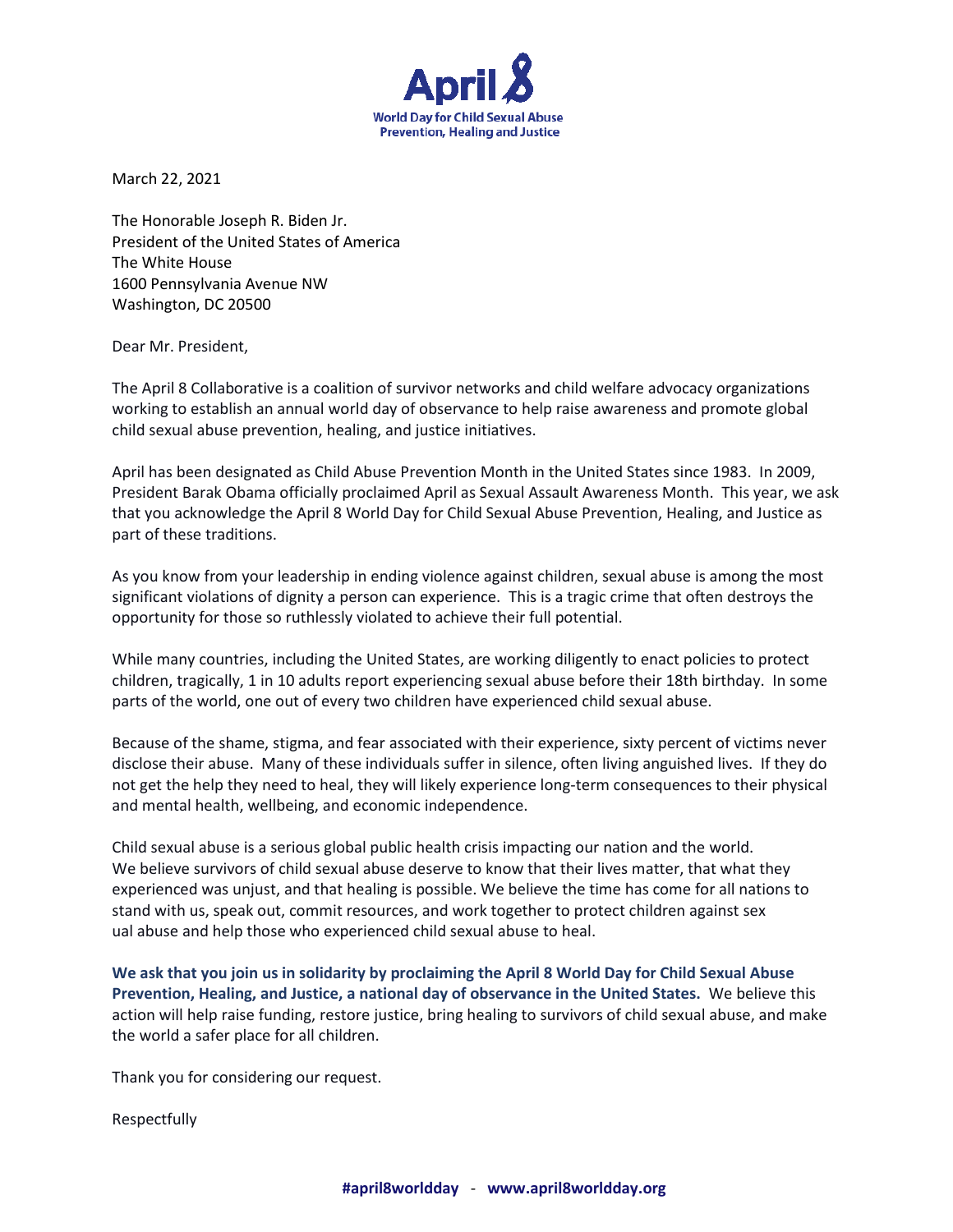April 8
World Day for Child Sexual Abuse
Prevention, Healing and Justice

March 22, 2021

The Honorable Joseph R. Biden Jr.
President of the United States of America
The White House
1600 Pennsylvania Avenue NW
Washington, DC 20500

Dear Mr. President,

The April 8 Collaborative is a coalition of survivor networks and child welfare advocacy organizations working to establish an annual world day of observance to help raise awareness and promote global child sexual abuse prevention, healing, and justice initiatives.

April has been designated as Child Abuse Prevention Month in the United States since 1983. In 2009, President Barak Obama officially proclaimed April as Sexual Assault Awareness Month. This year, we ask that you acknowledge the April 8 World Day for Child Sexual Abuse Prevention, Healing, and Justice as part of these traditions.

As you know from your leadership in ending violence against children, sexual abuse is among the most significant violations of dignity a person can experience. This is a tragic crime that often destroys the opportunity for those so ruthlessly violated to achieve their full potential.

While many countries, including the United States, are working diligently to enact policies to protect children, tragically, 1 in 10 adults report experiencing sexual abuse before their 18th birthday. In some parts of the world, one out of every two children have experienced child sexual abuse.

Because of the shame, stigma, and fear associated with their experience, sixty percent of victims never disclose their abuse. Many of these individuals suffer in silence, often living anguished lives. If they do not get the help they need to heal, they will likely experience long-term consequences to their physical and mental health, wellbeing, and economic independence.

Child sexual abuse is a serious global public health crisis impacting our nation and the world. We believe survivors of child sexual abuse deserve to know that their lives matter, that what they experienced was unjust, and that healing is possible. We believe the time has come for all nations to stand with us, speak out, commit resources, and work together to protect children against sex ual abuse and help those who experienced child sexual abuse to heal.

**We ask that you join us in solidarity by proclaiming the April 8 World Day for Child Sexual Abuse Prevention, Healing, and Justice, a national day of observance in the United States.** We believe this action will help raise funding, restore justice, bring healing to survivors of child sexual abuse, and make the world a safer place for all children.

Thank you for considering our request.

Respectfully

**#april8worldday** - **www.april8worldday.org**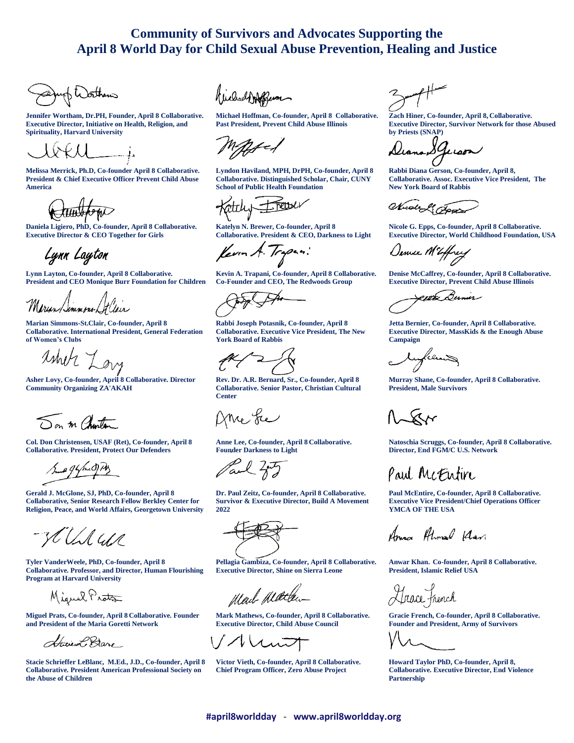# Community of Survivors and Advocates Supporting the April 8 World Day for Child Sexual Abuse Prevention, Healing and Justice

**Jennifer Wortham, Dr.PH, Founder, April 8 Collaborative. Executive Director, Initiative on Health, Religion, and Spirituality, Harvard University**

**Melissa Merrick, Ph.D, Co-founder April 8 Collaborative. President & Chief Executive Officer Prevent Child Abuse America**

**Daniela Ligiero, PhD, Co-founder, April 8 Collaborative. Executive Director & CEO Together for Girls**

**Lynn Layton, Co-founder, April 8 Collaborative. President and CEO Monique Burr Foundation for Children**

**Marian Simmons-St.Clair, Co-founder, April 8 Collaborative. International President, General Federation of Women's Clubs**

**Asher Lovy, Co-founder, April 8 Collaborative. Director Community Organizing ZA'AKAH**

**Col. Don Christensen, USAF (Ret), Co-founder, April 8 Collaborative. President, Protect Our Defenders**

**Gerald J. McGlone, SJ, PhD, Co-founder, April 8 Collaborative, Senior Research Fellow Berkley Center for Religion, Peace, and World Affairs, Georgetown University**

**Tyler VanderWeele, PhD, Co-founder, April 8 Collaborative. Professor, and Director, Human Flourishing Program at Harvard University**

**Miguel Prats, Co-founder, April 8 Collaborative. Founder and President of the Maria Goretti Network**

**Stacie Schrieffer LeBlanc, M.Ed., J.D., Co-founder, April 8 Collaborative. President American Professional Society on the Abuse of Children**

**Michael Hoffman, Co-founder, April 8 Collaborative. Past President, Prevent Child Abuse Illinois**

**Lyndon Haviland, MPH, DrPH, Co-founder, April 8 Collaborative. Distinguished Scholar, Chair, CUNY School of Public Health Foundation**

**Katelyn N. Brewer, Co-founder, April 8 Collaborative. President & CEO, Darkness to Light**

**Kevin A. Trapani, Co-founder, April 8 Collaborative. Co-Founder and CEO, The Redwoods Group**

**Rabbi Joseph Potasnik, Co-founder, April 8 Collaborative. Executive Vice President, The New York Board of Rabbis**

**Rev. Dr. A.R. Bernard, Sr., Co-founder, April 8 Collaborative. Senior Pastor, Christian Cultural Center**

**Anne Lee, Co-founder, April 8 Collaborative. Founder Darkness to Light**

**Dr. Paul Zeitz, Co-founder, April 8 Collaborative. Survivor & Executive Director, Build A Movement 2022**

**Pellagia Gambiza, Co-founder, April 8 Collaborative. Executive Director, Shine on Sierra Leone**

**Mark Mathews, Co-founder, April 8 Collaborative. Executive Director, Child Abuse Council**

**Victor Vieth, Co-founder, April 8 Collaborative. Chief Program Officer, Zero Abuse Project**

**Zach Hiner, Co-founder, April 8, Collaborative. Executive Director, Survivor Network for those Abused by Priests (SNAP)**

**Rabbi Diana Gerson, Co-founder, April 8, Collaborative. Assoc. Executive Vice President, The New York Board of Rabbis**

**Nicole G. Epps, Co-founder, April 8 Collaborative. Executive Director, World Childhood Foundation, USA**

**Denise McCaffrey, Co-founder, April 8 Collaborative. Executive Director, Prevent Child Abuse Illinois**

**Jetta Bernier, Co-founder, April 8 Collaborative. Executive Director, MassKids & the Enough Abuse Campaign**

**Murray Shane, Co-founder, April 8 Collaborative. President, Male Survivors**

**Natoschia Scruggs, Co-founder, April 8 Collaborative. Director, End FGM/C U.S. Network**

**Paul McEntire, Co-founder, April 8 Collaborative. Executive Vice President/Chief Operations Officer YMCA OF THE USA**

**Anwar Khan. Co-founder, April 8 Collaborative. President, Islamic Relief USA**

**Gracie French, Co-founder, April 8 Collaborative. Founder and President, Army of Survivors**

**Howard Taylor PhD, Co-founder, April 8, Collaborative. Executive Director, End Violence Partnership**

**#april8worldday - www.april8worldday.org**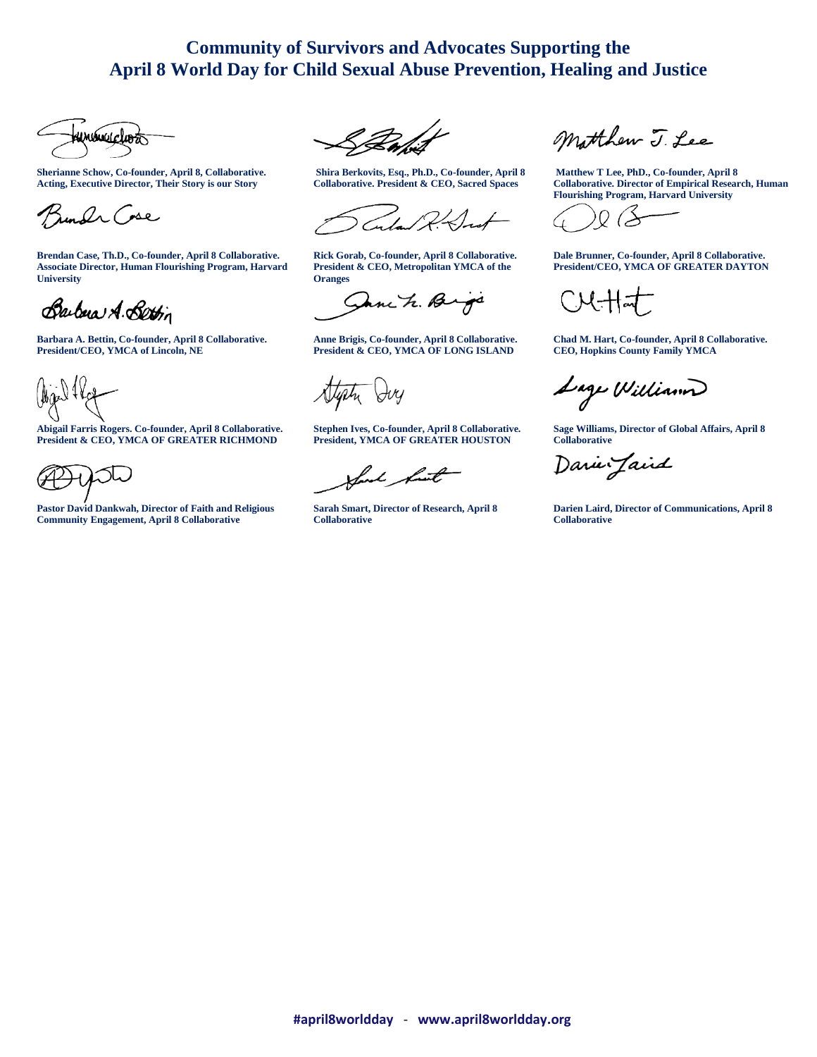# Community of Survivors and Advocates Supporting the April 8 World Day for Child Sexual Abuse Prevention, Healing and Justice

**Sherianne Schow, Co-founder, April 8, Collaborative. Acting, Executive Director, Their Story is our Story**

**Shira Berkovits, Esq., Ph.D., Co-founder, April 8 Collaborative. President & CEO, Sacred Spaces**

**Matthew T Lee, PhD., Co-founder, April 8 Collaborative. Director of Empirical Research, Human Flourishing Program, Harvard University**

**Brendan Case, Th.D., Co-founder, April 8 Collaborative. Associate Director, Human Flourishing Program, Harvard University**

**Rick Gorab, Co-founder, April 8 Collaborative. President & CEO, Metropolitan YMCA of the Oranges**

**Dale Brunner, Co-founder, April 8 Collaborative. President/CEO, YMCA OF GREATER DAYTON**

**Barbara A. Bettin, Co-founder, April 8 Collaborative. President/CEO, YMCA of Lincoln, NE**

**Anne Brigis, Co-founder, April 8 Collaborative. President & CEO, YMCA OF LONG ISLAND**

**Chad M. Hart, Co-founder, April 8 Collaborative. CEO, Hopkins County Family YMCA**

**Abigail Farris Rogers. Co-founder, April 8 Collaborative. President & CEO, YMCA OF GREATER RICHMOND**

**Stephen Ives, Co-founder, April 8 Collaborative. President, YMCA OF GREATER HOUSTON**

**Sage Williams, Director of Global Affairs, April 8 Collaborative**

**Pastor David Dankwah, Director of Faith and Religious Community Engagement, April 8 Collaborative**

**Sarah Smart, Director of Research, April 8 Collaborative**

**Darien Laird, Director of Communications, April 8 Collaborative**

**#april8worldday** - **www.april8worldday.org**